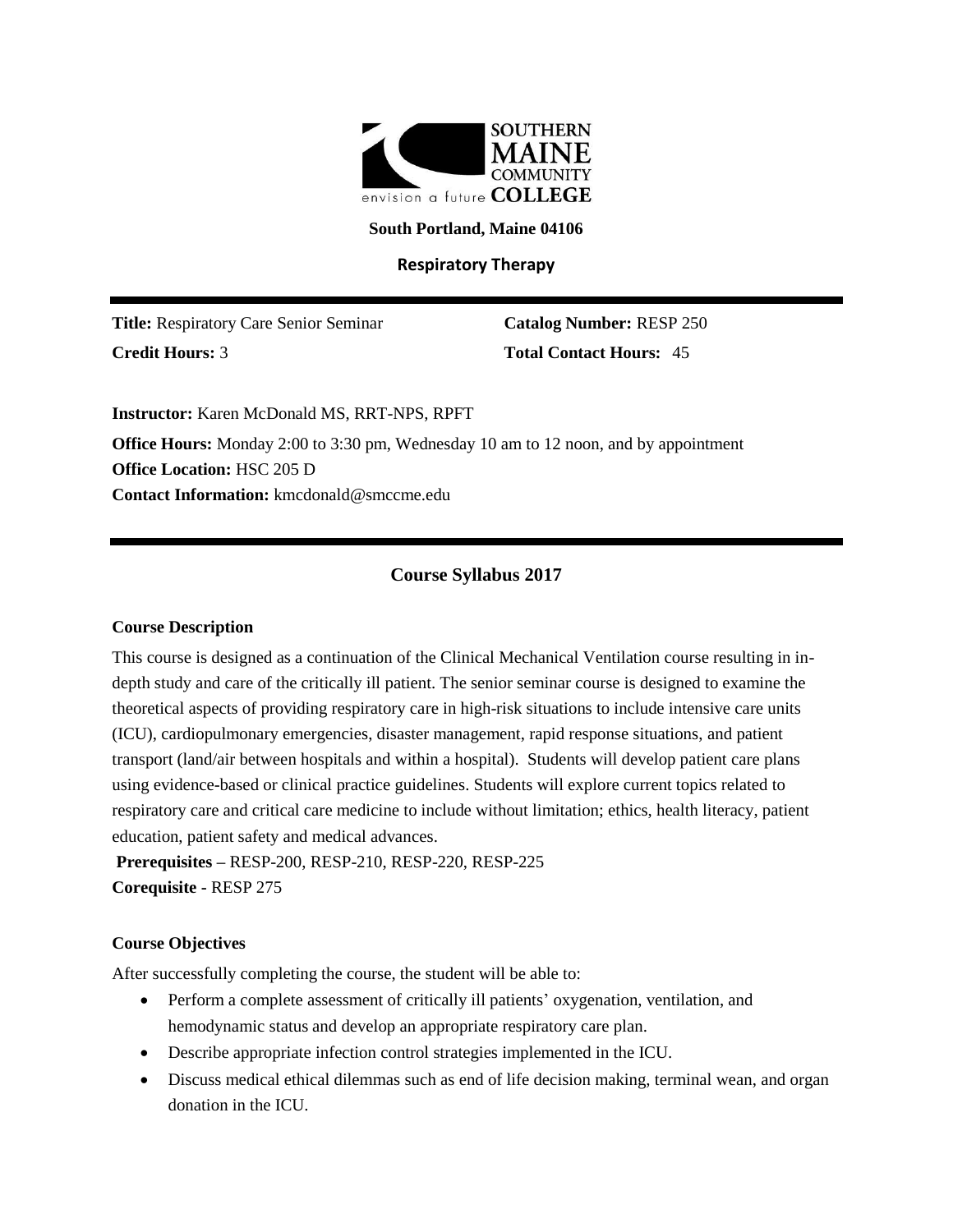SOUTHERN MAINE COMMUNITY COLLEGE

envision a future

**South Portland, Maine 04106**

**Respiratory Therapy**

---

**Title:** Respiratory Care Senior Seminar

**Catalog Number:** RESP 250

**Credit Hours:** 3

**Total Contact Hours:** 45

**Instructor:** Karen McDonald MS, RRT-NPS, RPFT

**Office Hours:** Monday 2:00 to 3:30 pm, Wednesday 10 am to 12 noon, and by appointment

**Office Location:** HSC 205 D

**Contact Information:** kmcdonald@smccme.edu

---

## Course Syllabus 2017

### Course Description

This course is designed as a continuation of the Clinical Mechanical Ventilation course resulting in in-depth study and care of the critically ill patient. The senior seminar course is designed to examine the theoretical aspects of providing respiratory care in high-risk situations to include intensive care units (ICU), cardiopulmonary emergencies, disaster management, rapid response situations, and patient transport (land/air between hospitals and within a hospital). Students will develop patient care plans using evidence-based or clinical practice guidelines. Students will explore current topics related to respiratory care and critical care medicine to include without limitation; ethics, health literacy, patient education, patient safety and medical advances.

**Prerequisites –** RESP-200, RESP-210, RESP-220, RESP-225

**Corequisite -** RESP 275

### Course Objectives

After successfully completing the course, the student will be able to:

- Perform a complete assessment of critically ill patients' oxygenation, ventilation, and hemodynamic status and develop an appropriate respiratory care plan.
- Describe appropriate infection control strategies implemented in the ICU.
- Discuss medical ethical dilemmas such as end of life decision making, terminal wean, and organ donation in the ICU.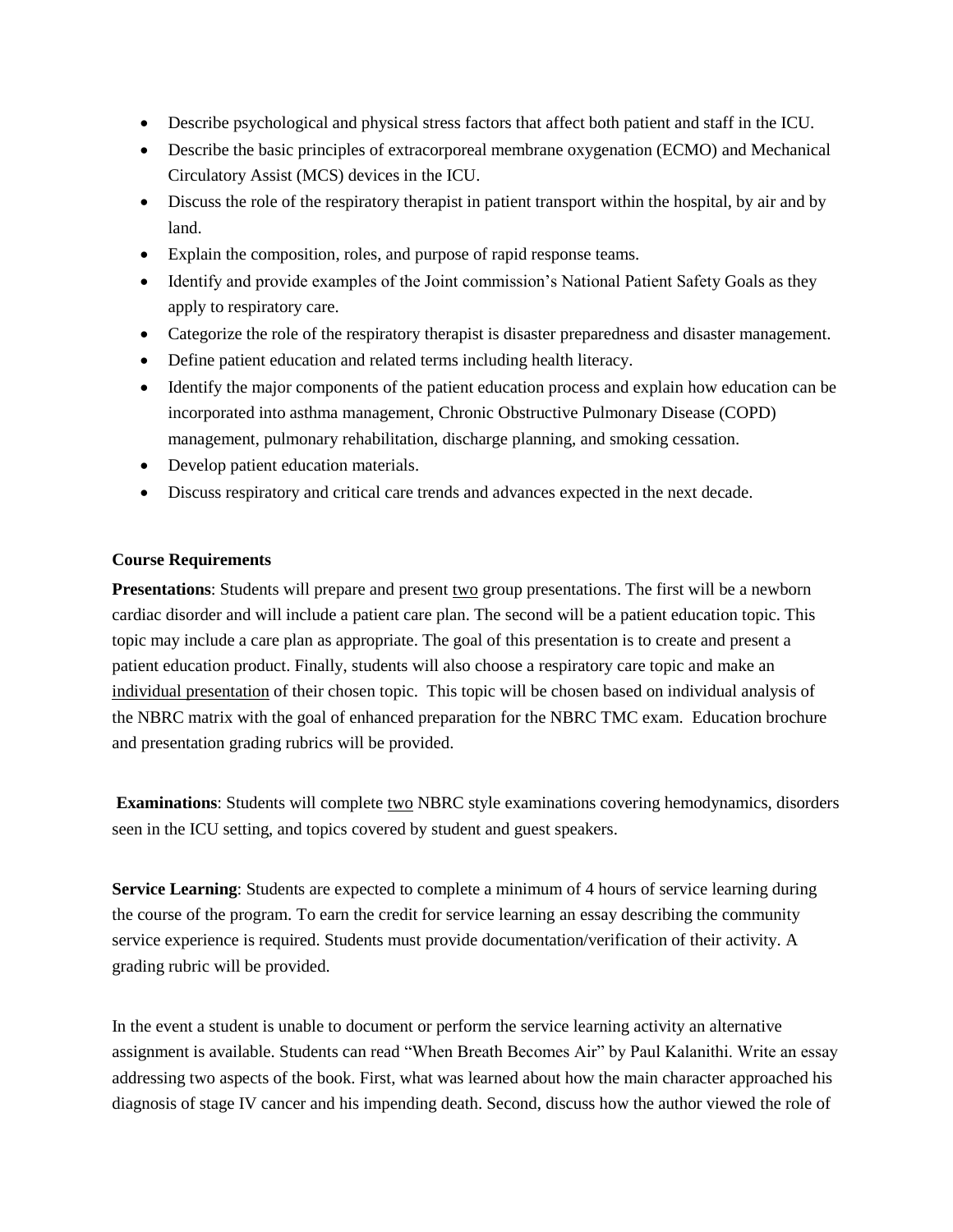- Describe psychological and physical stress factors that affect both patient and staff in the ICU.
- Describe the basic principles of extracorporeal membrane oxygenation (ECMO) and Mechanical Circulatory Assist (MCS) devices in the ICU.
- Discuss the role of the respiratory therapist in patient transport within the hospital, by air and by land.
- Explain the composition, roles, and purpose of rapid response teams.
- Identify and provide examples of the Joint commission's National Patient Safety Goals as they apply to respiratory care.
- Categorize the role of the respiratory therapist is disaster preparedness and disaster management.
- Define patient education and related terms including health literacy.
- Identify the major components of the patient education process and explain how education can be incorporated into asthma management, Chronic Obstructive Pulmonary Disease (COPD) management, pulmonary rehabilitation, discharge planning, and smoking cessation.
- Develop patient education materials.
- Discuss respiratory and critical care trends and advances expected in the next decade.

**Course Requirements**

**Presentations**: Students will prepare and present two group presentations. The first will be a newborn cardiac disorder and will include a patient care plan. The second will be a patient education topic. This topic may include a care plan as appropriate. The goal of this presentation is to create and present a patient education product. Finally, students will also choose a respiratory care topic and make an individual presentation of their chosen topic. This topic will be chosen based on individual analysis of the NBRC matrix with the goal of enhanced preparation for the NBRC TMC exam. Education brochure and presentation grading rubrics will be provided.

**Examinations**: Students will complete two NBRC style examinations covering hemodynamics, disorders seen in the ICU setting, and topics covered by student and guest speakers.

**Service Learning**: Students are expected to complete a minimum of 4 hours of service learning during the course of the program. To earn the credit for service learning an essay describing the community service experience is required. Students must provide documentation/verification of their activity. A grading rubric will be provided.

In the event a student is unable to document or perform the service learning activity an alternative assignment is available. Students can read "When Breath Becomes Air" by Paul Kalanithi. Write an essay addressing two aspects of the book. First, what was learned about how the main character approached his diagnosis of stage IV cancer and his impending death. Second, discuss how the author viewed the role of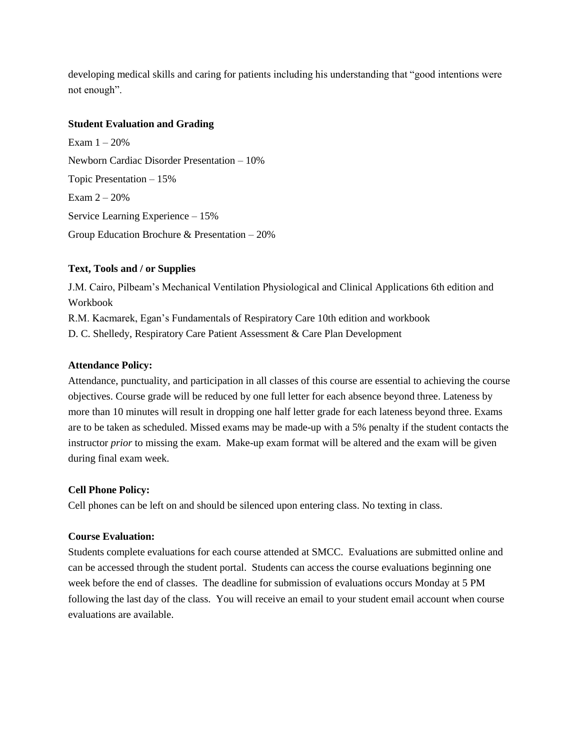developing medical skills and caring for patients including his understanding that "good intentions were not enough".

**Student Evaluation and Grading**

Exam 1 – 20%

Newborn Cardiac Disorder Presentation – 10%

Topic Presentation – 15%

Exam 2 – 20%

Service Learning Experience – 15%

Group Education Brochure & Presentation – 20%

**Text, Tools and / or Supplies**

J.M. Cairo, Pilbeam's Mechanical Ventilation Physiological and Clinical Applications 6th edition and Workbook

R.M. Kacmarek, Egan's Fundamentals of Respiratory Care 10th edition and workbook

D. C. Shelledy, Respiratory Care Patient Assessment & Care Plan Development

**Attendance Policy:**

Attendance, punctuality, and participation in all classes of this course are essential to achieving the course objectives. Course grade will be reduced by one full letter for each absence beyond three. Lateness by more than 10 minutes will result in dropping one half letter grade for each lateness beyond three. Exams are to be taken as scheduled. Missed exams may be made-up with a 5% penalty if the student contacts the instructor *prior* to missing the exam. Make-up exam format will be altered and the exam will be given during final exam week.

**Cell Phone Policy:**

Cell phones can be left on and should be silenced upon entering class. No texting in class.

**Course Evaluation:**

Students complete evaluations for each course attended at SMCC. Evaluations are submitted online and can be accessed through the student portal. Students can access the course evaluations beginning one week before the end of classes. The deadline for submission of evaluations occurs Monday at 5 PM following the last day of the class. You will receive an email to your student email account when course evaluations are available.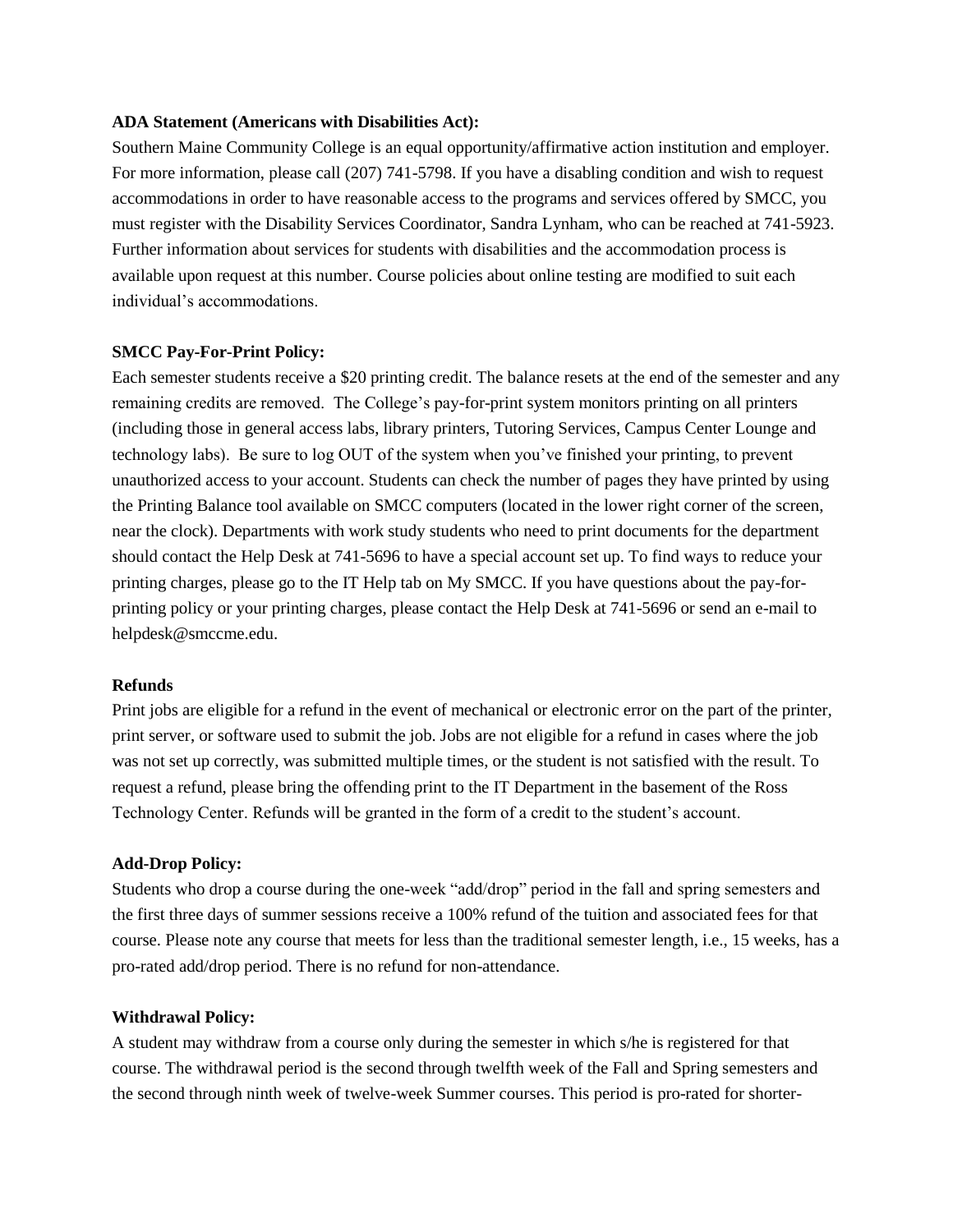**ADA Statement (Americans with Disabilities Act):**

Southern Maine Community College is an equal opportunity/affirmative action institution and employer. For more information, please call (207) 741-5798. If you have a disabling condition and wish to request accommodations in order to have reasonable access to the programs and services offered by SMCC, you must register with the Disability Services Coordinator, Sandra Lynham, who can be reached at 741-5923. Further information about services for students with disabilities and the accommodation process is available upon request at this number. Course policies about online testing are modified to suit each individual's accommodations.

**SMCC Pay-For-Print Policy:**

Each semester students receive a $20 printing credit. The balance resets at the end of the semester and any remaining credits are removed. The College's pay-for-print system monitors printing on all printers (including those in general access labs, library printers, Tutoring Services, Campus Center Lounge and technology labs). Be sure to log OUT of the system when you've finished your printing, to prevent unauthorized access to your account. Students can check the number of pages they have printed by using the Printing Balance tool available on SMCC computers (located in the lower right corner of the screen, near the clock). Departments with work study students who need to print documents for the department should contact the Help Desk at 741-5696 to have a special account set up. To find ways to reduce your printing charges, please go to the IT Help tab on My SMCC. If you have questions about the pay-for-printing policy or your printing charges, please contact the Help Desk at 741-5696 or send an e-mail to helpdesk@smccme.edu.

**Refunds**

Print jobs are eligible for a refund in the event of mechanical or electronic error on the part of the printer, print server, or software used to submit the job. Jobs are not eligible for a refund in cases where the job was not set up correctly, was submitted multiple times, or the student is not satisfied with the result. To request a refund, please bring the offending print to the IT Department in the basement of the Ross Technology Center. Refunds will be granted in the form of a credit to the student's account.

**Add-Drop Policy:**

Students who drop a course during the one-week "add/drop" period in the fall and spring semesters and the first three days of summer sessions receive a 100% refund of the tuition and associated fees for that course. Please note any course that meets for less than the traditional semester length, i.e., 15 weeks, has a pro-rated add/drop period. There is no refund for non-attendance.

**Withdrawal Policy:**

A student may withdraw from a course only during the semester in which s/he is registered for that course. The withdrawal period is the second through twelfth week of the Fall and Spring semesters and the second through ninth week of twelve-week Summer courses. This period is pro-rated for shorter-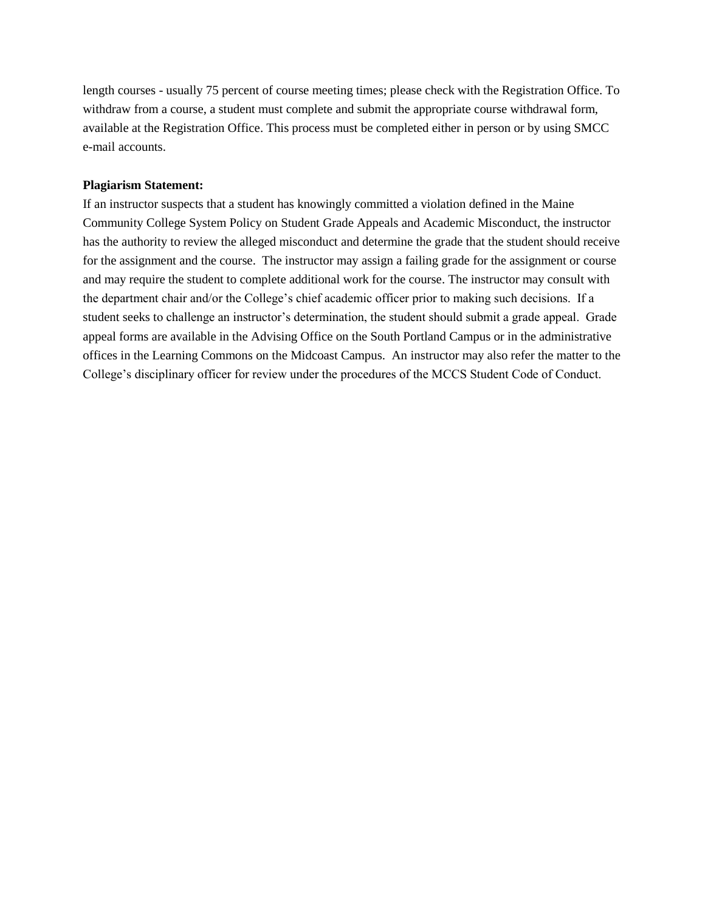length courses - usually 75 percent of course meeting times; please check with the Registration Office. To withdraw from a course, a student must complete and submit the appropriate course withdrawal form, available at the Registration Office. This process must be completed either in person or by using SMCC e-mail accounts.

**Plagiarism Statement:**

If an instructor suspects that a student has knowingly committed a violation defined in the Maine Community College System Policy on Student Grade Appeals and Academic Misconduct, the instructor has the authority to review the alleged misconduct and determine the grade that the student should receive for the assignment and the course. The instructor may assign a failing grade for the assignment or course and may require the student to complete additional work for the course. The instructor may consult with the department chair and/or the College's chief academic officer prior to making such decisions. If a student seeks to challenge an instructor's determination, the student should submit a grade appeal. Grade appeal forms are available in the Advising Office on the South Portland Campus or in the administrative offices in the Learning Commons on the Midcoast Campus. An instructor may also refer the matter to the College's disciplinary officer for review under the procedures of the MCCS Student Code of Conduct.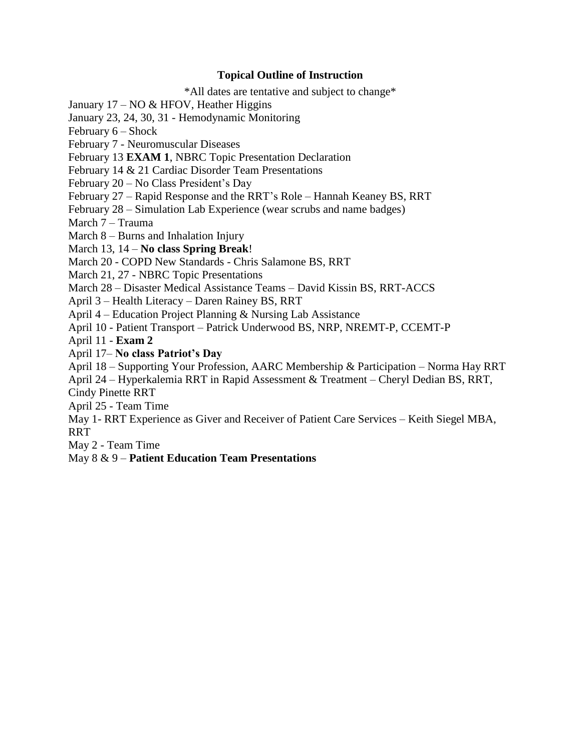## Topical Outline of Instruction

*All dates are tentative and subject to change*

January 17 – NO & HFOV, Heather Higgins
January 23, 24, 30, 31 - Hemodynamic Monitoring
February 6 – Shock
February 7 - Neuromuscular Diseases
February 13 **EXAM 1**, NBRC Topic Presentation Declaration
February 14 & 21 Cardiac Disorder Team Presentations
February 20 – No Class President's Day
February 27 – Rapid Response and the RRT's Role – Hannah Keaney BS, RRT
February 28 – Simulation Lab Experience (wear scrubs and name badges)
March 7 – Trauma
March 8 – Burns and Inhalation Injury
March 13, 14 – **No class Spring Break**!
March 20 - COPD New Standards - Chris Salamone BS, RRT
March 21, 27 - NBRC Topic Presentations
March 28 – Disaster Medical Assistance Teams – David Kissin BS, RRT-ACCS
April 3 – Health Literacy – Daren Rainey BS, RRT
April 4 – Education Project Planning & Nursing Lab Assistance
April 10 - Patient Transport – Patrick Underwood BS, NRP, NREMT-P, CCEMT-P
April 11 - **Exam 2**
April 17– **No class Patriot's Day**
April 18 – Supporting Your Profession, AARC Membership & Participation – Norma Hay RRT
April 24 – Hyperkalemia RRT in Rapid Assessment & Treatment – Cheryl Dedian BS, RRT, Cindy Pinette RRT
April 25 - Team Time
May 1- RRT Experience as Giver and Receiver of Patient Care Services – Keith Siegel MBA, RRT
May 2 - Team Time
May 8 & 9 – **Patient Education Team Presentations**